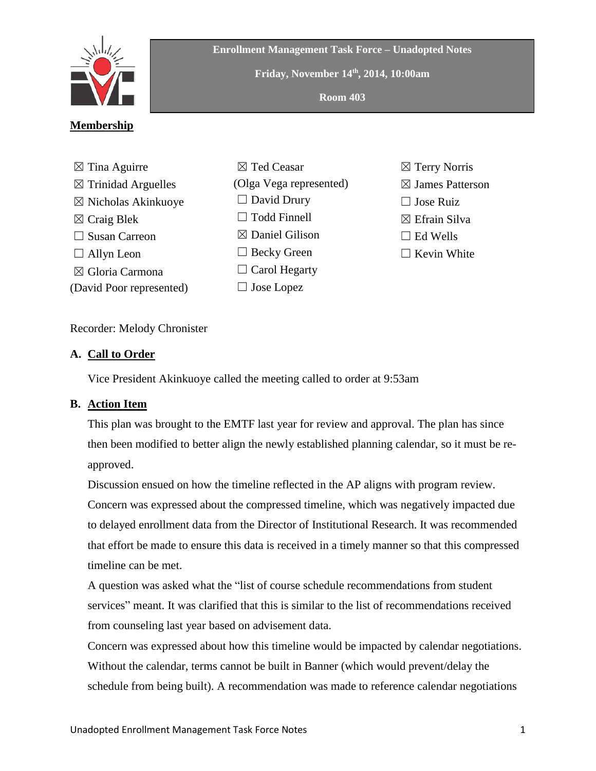**Enrollment Management Task Force – Unadopted Notes**

**Friday, November 14th, 2014, 10:00am**

**Room 403**

## Membership

☒ Tina Aguirre
☒ Trinidad Arguelles
☒ Nicholas Akinkuoye
☒ Craig Blek
☐ Susan Carreon
☐ Allyn Leon
☒ Gloria Carmona
(David Poor represented)

☒ Ted Ceasar
(Olga Vega represented)
☐ David Drury
☐ Todd Finnell
☒ Daniel Gilison
☐ Becky Green
☐ Carol Hegarty
☐ Jose Lopez

☒ Terry Norris
☒ James Patterson
☐ Jose Ruiz
☒ Efrain Silva
☐ Ed Wells
☐ Kevin White

Recorder: Melody Chronister

## A. Call to Order

Vice President Akinkuoye called the meeting called to order at 9:53am

## B. Action Item

This plan was brought to the EMTF last year for review and approval. The plan has since then been modified to better align the newly established planning calendar, so it must be re-approved.

Discussion ensued on how the timeline reflected in the AP aligns with program review. Concern was expressed about the compressed timeline, which was negatively impacted due to delayed enrollment data from the Director of Institutional Research. It was recommended that effort be made to ensure this data is received in a timely manner so that this compressed timeline can be met.

A question was asked what the "list of course schedule recommendations from student services" meant. It was clarified that this is similar to the list of recommendations received from counseling last year based on advisement data.

Concern was expressed about how this timeline would be impacted by calendar negotiations. Without the calendar, terms cannot be built in Banner (which would prevent/delay the schedule from being built). A recommendation was made to reference calendar negotiations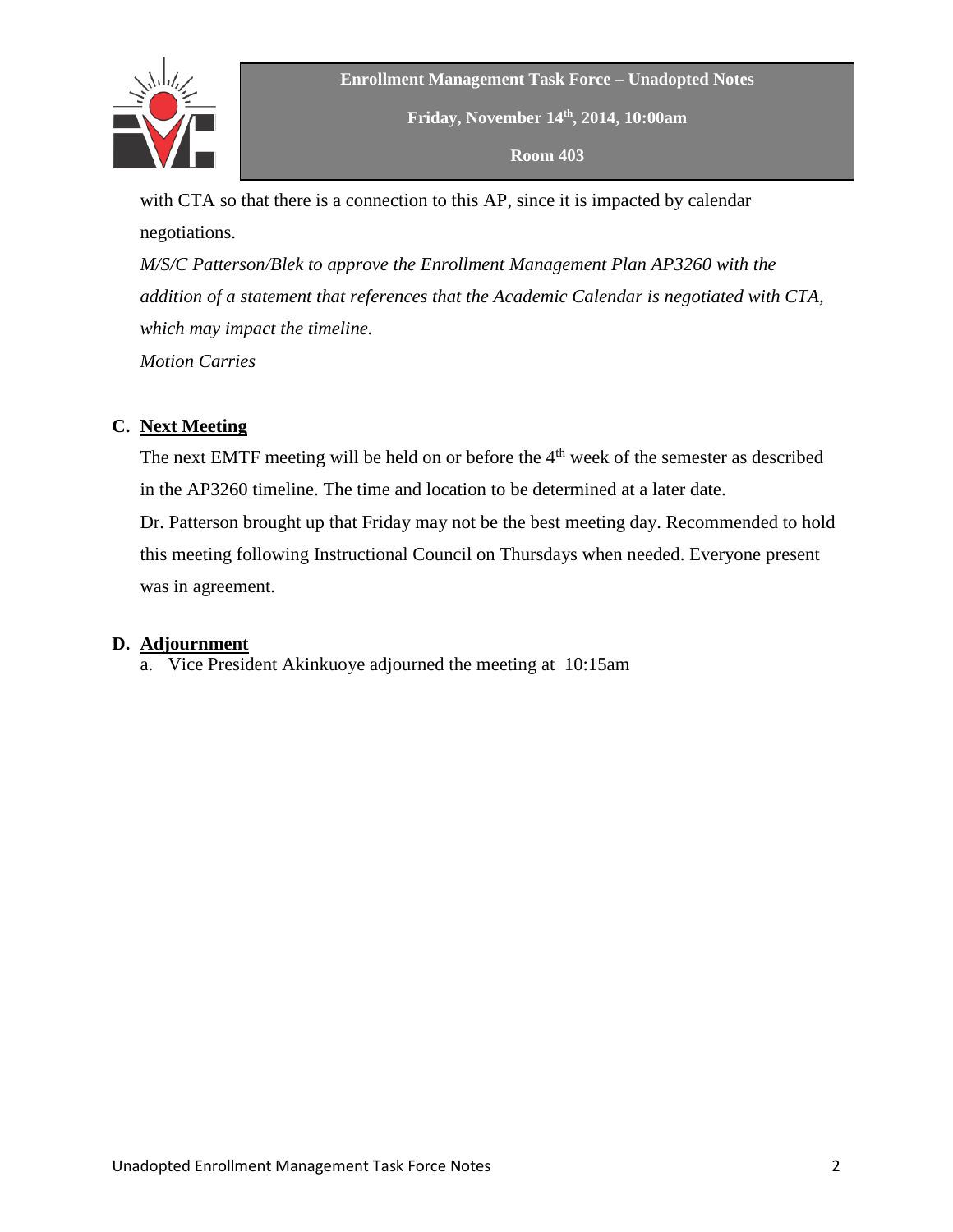with CTA so that there is a connection to this AP, since it is impacted by calendar negotiations.

*M/S/C Patterson/Blek to approve the Enrollment Management Plan AP3260 with the addition of a statement that references that the Academic Calendar is negotiated with CTA, which may impact the timeline.*

*Motion Carries*

**C. Next Meeting**

The next EMTF meeting will be held on or before the 4th week of the semester as described in the AP3260 timeline. The time and location to be determined at a later date.

Dr. Patterson brought up that Friday may not be the best meeting day. Recommended to hold this meeting following Instructional Council on Thursdays when needed. Everyone present was in agreement.

**D. Adjournment**

a. Vice President Akinkuoye adjourned the meeting at 10:15am